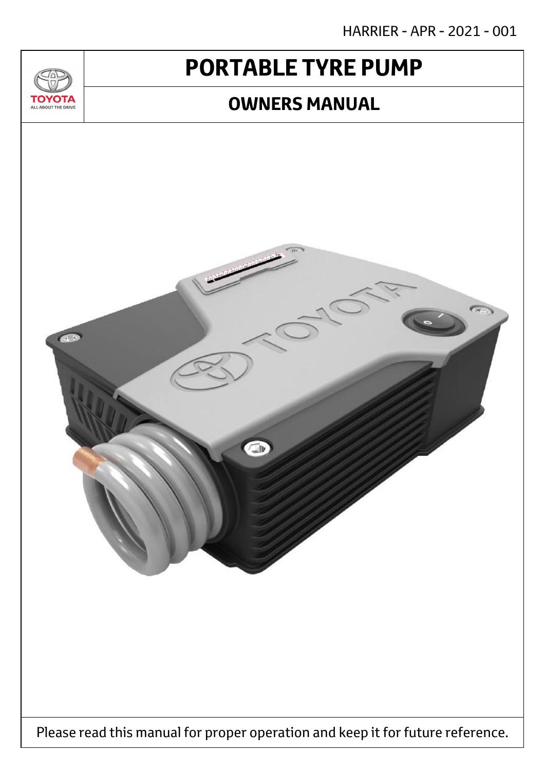HARRIER - APR - 2021 - 001

# PORTABLE TYRE PUMP

## OWNERS MANUAL

Please read this manual for proper operation and keep it for future reference.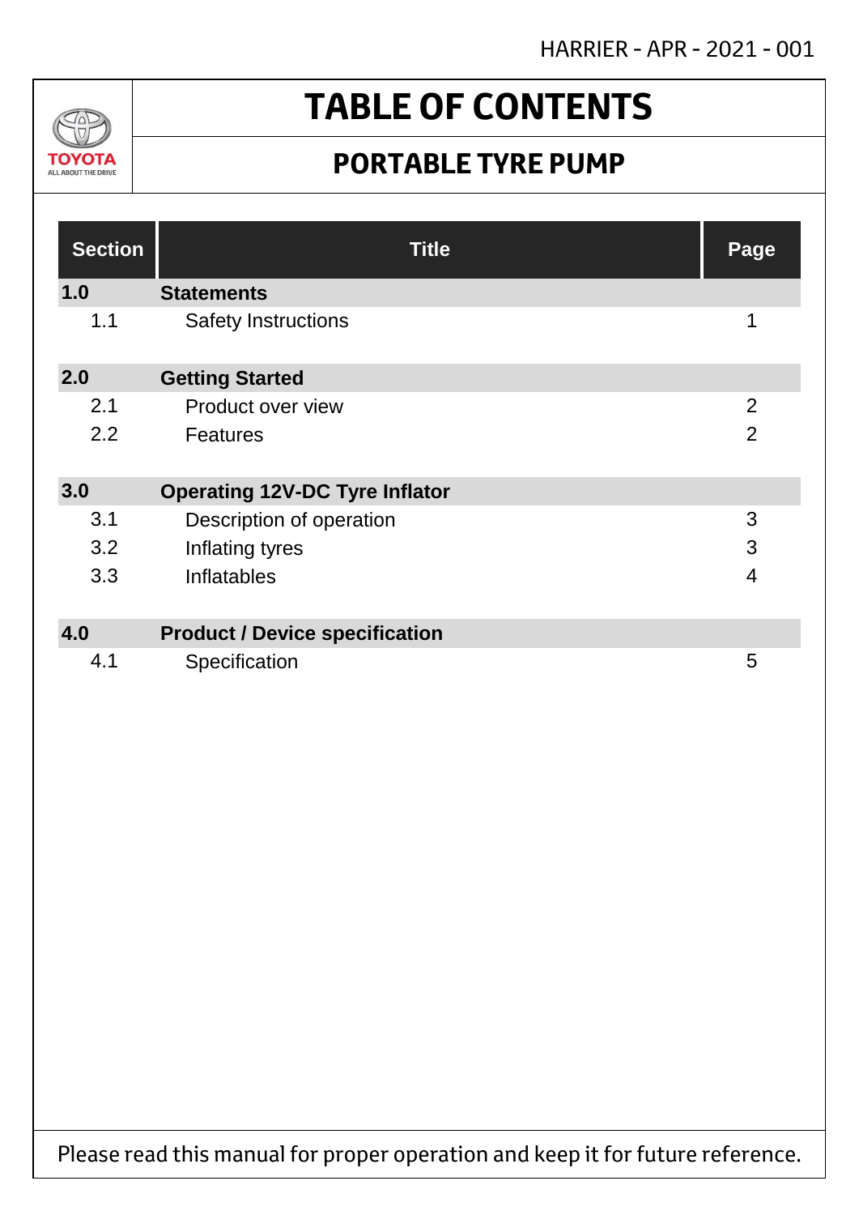# TABLE OF CONTENTS

## PORTABLE TYRE PUMP

| Section | Title | Page |
|---|---|---|
| **1.0** | **Statements** | |
| 1.1 | Safety Instructions | 1 |
| **2.0** | **Getting Started** | |
| 2.1 | Product over view | 2 |
| 2.2 | Features | 2 |
| **3.0** | **Operating 12V-DC Tyre Inflator** | |
| 3.1 | Description of operation | 3 |
| 3.2 | Inflating tyres | 3 |
| 3.3 | Inflatables | 4 |
| **4.0** | **Product / Device specification** | |
| 4.1 | Specification | 5 |

Please read this manual for proper operation and keep it for future reference.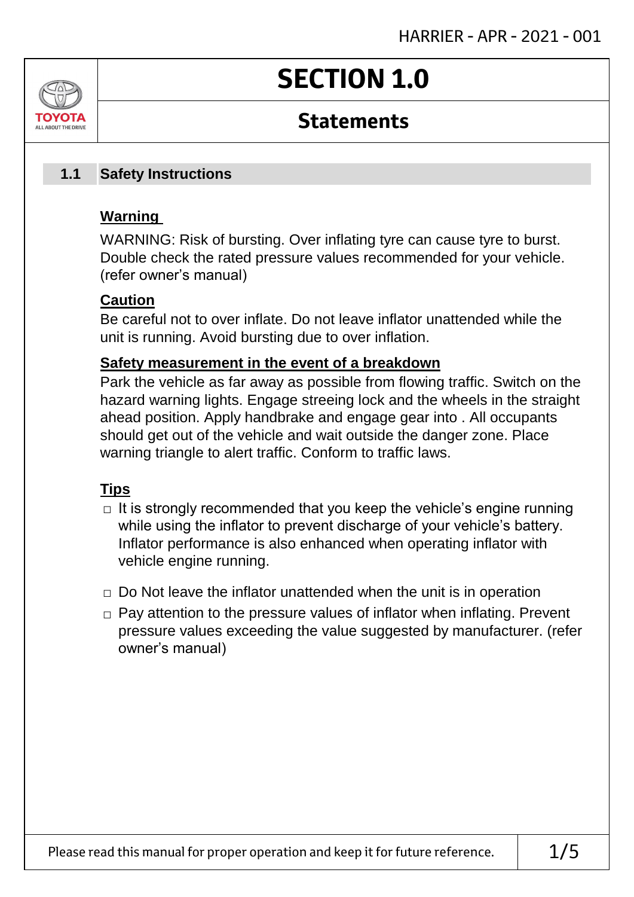# SECTION 1.0

## Statements

### 1.1 Safety Instructions

**Warning**

WARNING: Risk of bursting. Over inflating tyre can cause tyre to burst. Double check the rated pressure values recommended for your vehicle. (refer owner's manual)

**Caution**

Be careful not to over inflate. Do not leave inflator unattended while the unit is running. Avoid bursting due to over inflation.

**Safety measurement in the event of a breakdown**

Park the vehicle as far away as possible from flowing traffic. Switch on the hazard warning lights. Engage streeing lock and the wheels in the straight ahead position. Apply handbrake and engage gear into . All occupants should get out of the vehicle and wait outside the danger zone. Place warning triangle to alert traffic. Conform to traffic laws.

**Tips**

- It is strongly recommended that you keep the vehicle's engine running while using the inflator to prevent discharge of your vehicle's battery. Inflator performance is also enhanced when operating inflator with vehicle engine running.
- Do Not leave the inflator unattended when the unit is in operation
- Pay attention to the pressure values of inflator when inflating. Prevent pressure values exceeding the value suggested by manufacturer. (refer owner's manual)

Please read this manual for proper operation and keep it for future reference.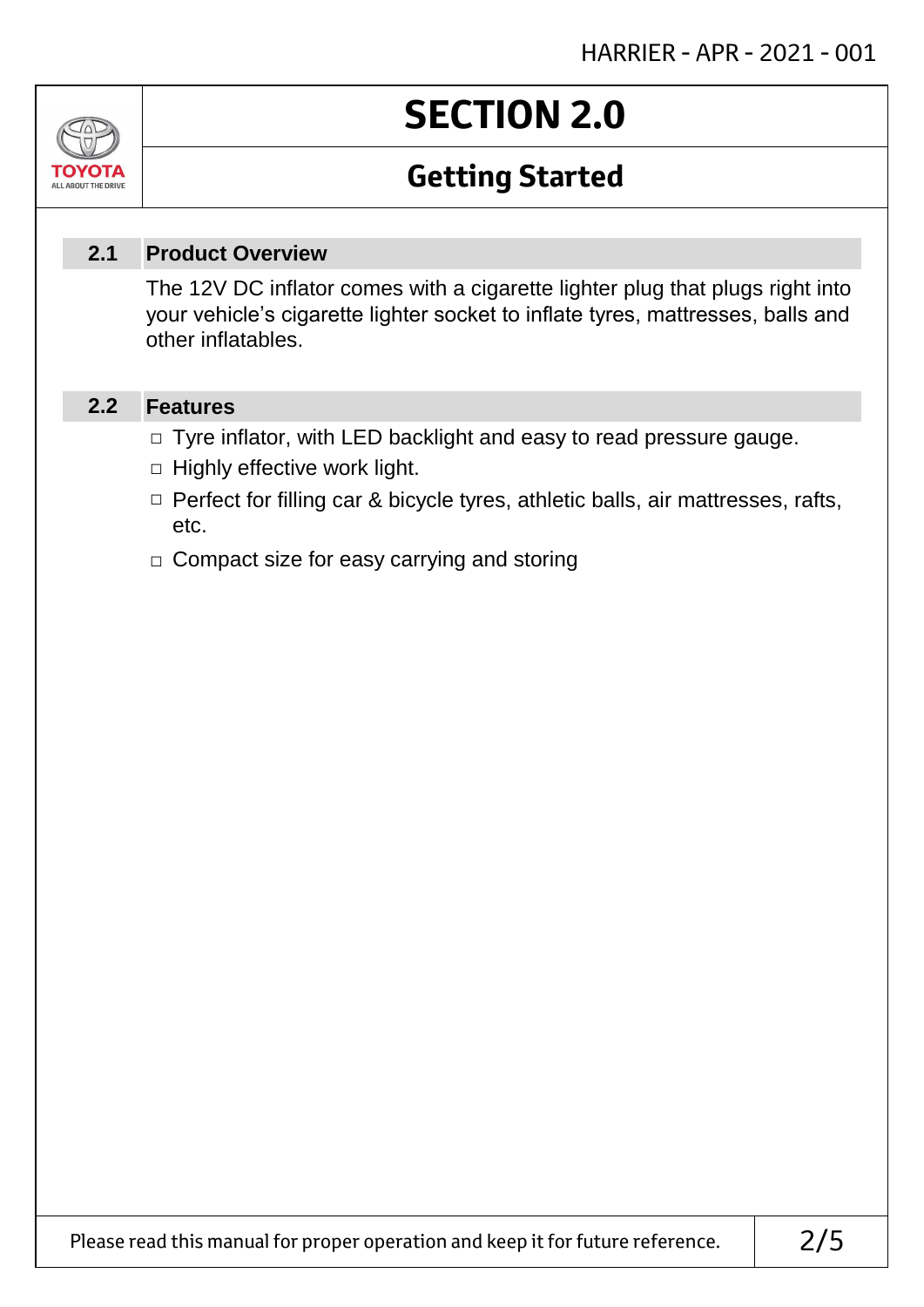# SECTION 2.0

## Getting Started

### 2.1 Product Overview

The 12V DC inflator comes with a cigarette lighter plug that plugs right into your vehicle's cigarette lighter socket to inflate tyres, mattresses, balls and other inflatables.

### 2.2 Features

- Tyre inflator, with LED backlight and easy to read pressure gauge.
- Highly effective work light.
- Perfect for filling car & bicycle tyres, athletic balls, air mattresses, rafts, etc.
- Compact size for easy carrying and storing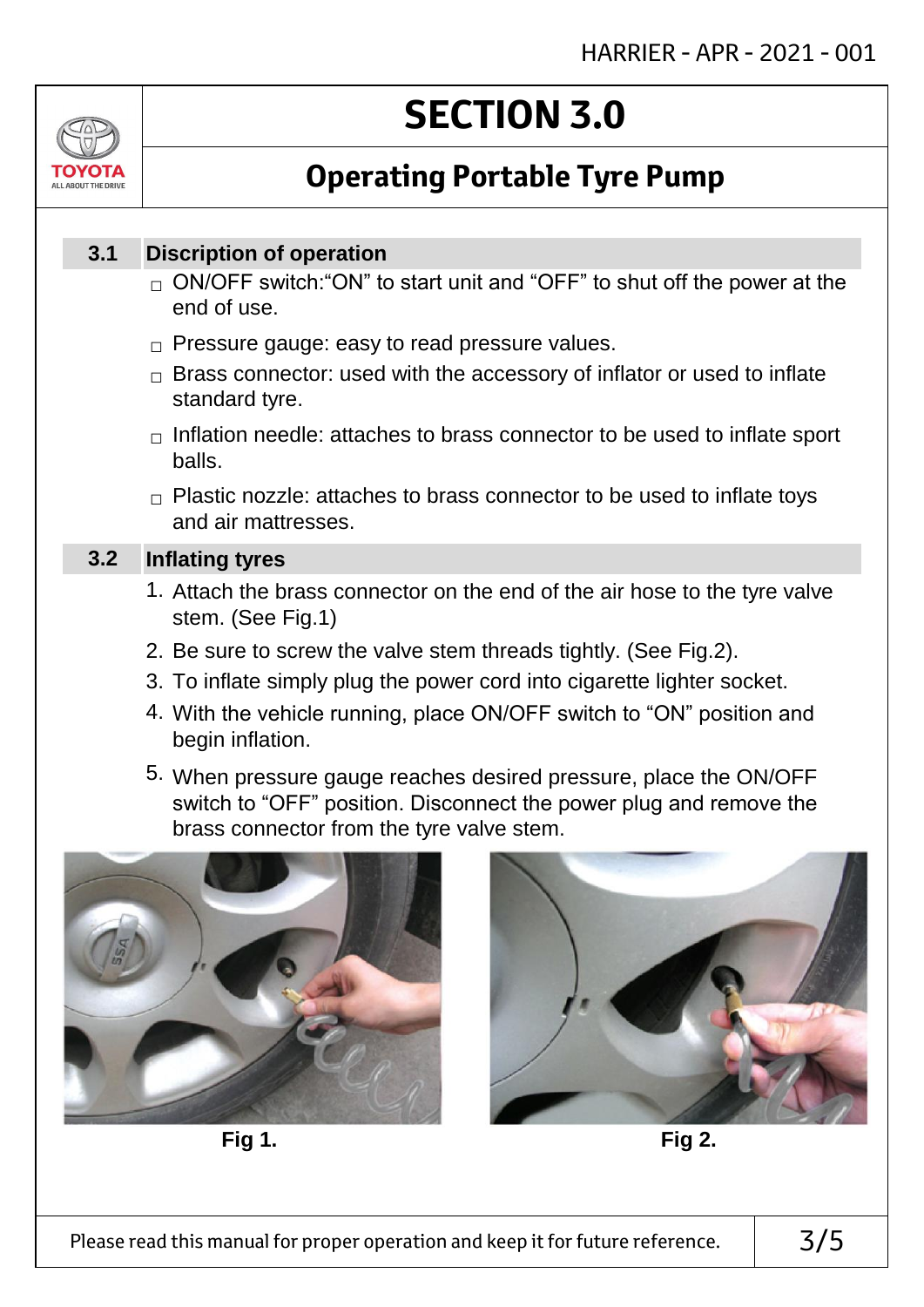# SECTION 3.0

## Operating Portable Tyre Pump

### 3.1 Discription of operation

- ON/OFF switch:“ON” to start unit and “OFF” to shut off the power at the end of use.
- Pressure gauge: easy to read pressure values.
- Brass connector: used with the accessory of inflator or used to inflate standard tyre.
- Inflation needle: attaches to brass connector to be used to inflate sport balls.
- Plastic nozzle: attaches to brass connector to be used to inflate toys and air mattresses.

### 3.2 Inflating tyres

1. Attach the brass connector on the end of the air hose to the tyre valve stem. (See Fig.1)
2. Be sure to screw the valve stem threads tightly. (See Fig.2).
3. To inflate simply plug the power cord into cigarette lighter socket.
4. With the vehicle running, place ON/OFF switch to “ON” position and begin inflation.
5. When pressure gauge reaches desired pressure, place the ON/OFF switch to “OFF” position. Disconnect the power plug and remove the brass connector from the tyre valve stem.

**Fig 1.**

**Fig 2.**

Please read this manual for proper operation and keep it for future reference.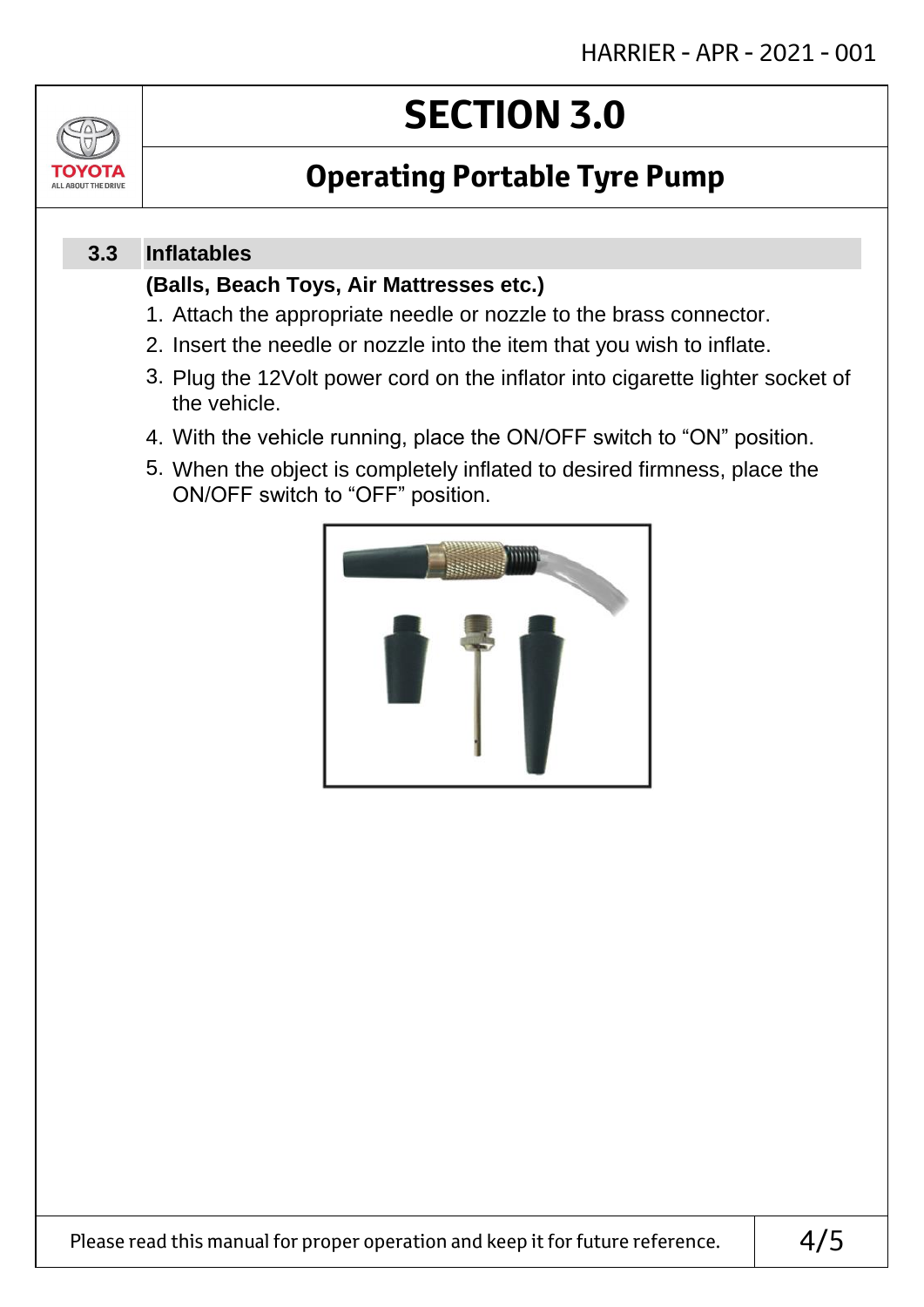# SECTION 3.0

## Operating Portable Tyre Pump

### 3.3 Inflatables

**(Balls, Beach Toys, Air Mattresses etc.)**

1. Attach the appropriate needle or nozzle to the brass connector.
2. Insert the needle or nozzle into the item that you wish to inflate.
3. Plug the 12Volt power cord on the inflator into cigarette lighter socket of the vehicle.
4. With the vehicle running, place the ON/OFF switch to “ON” position.
5. When the object is completely inflated to desired firmness, place the ON/OFF switch to “OFF” position.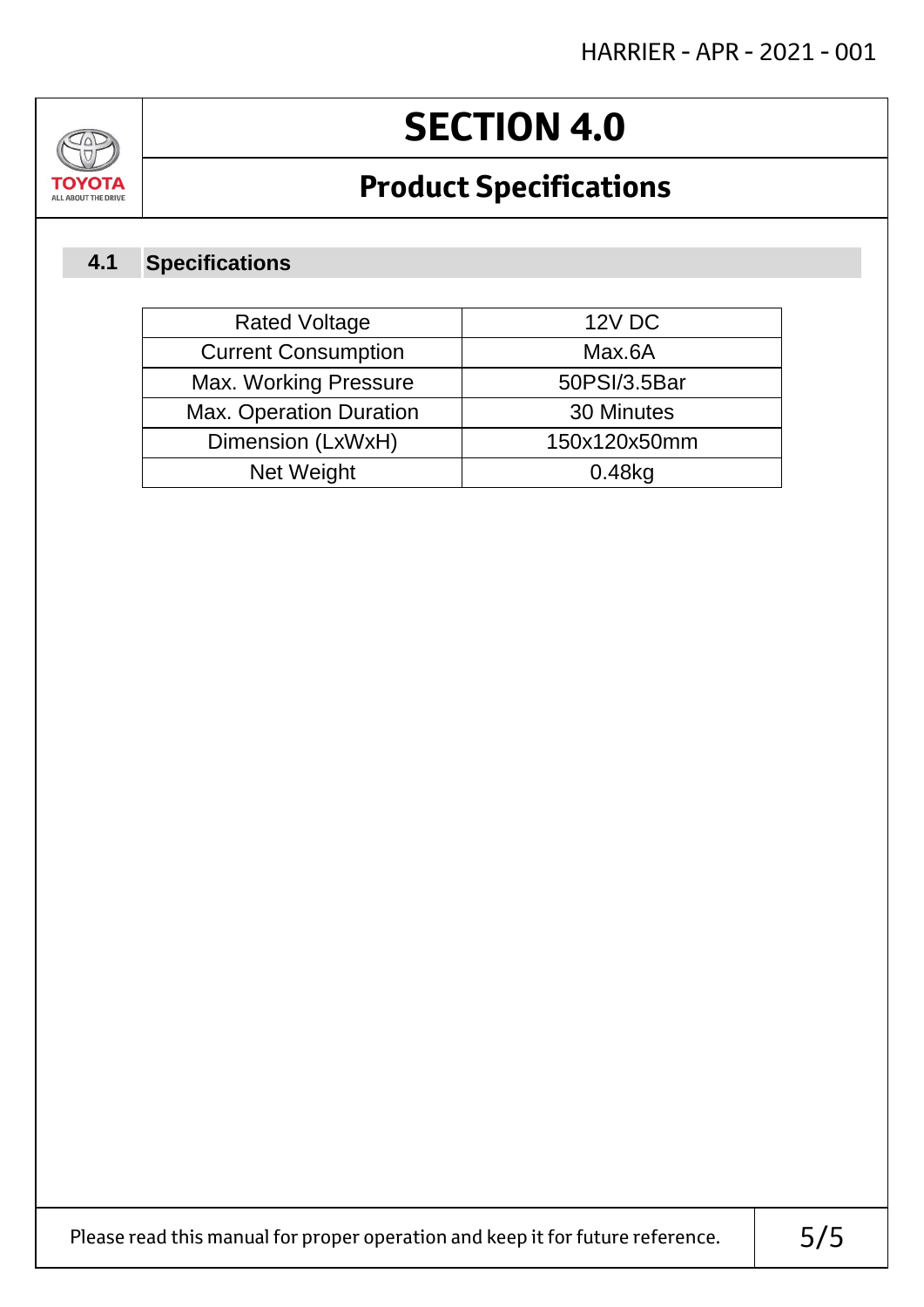# SECTION 4.0

## Product Specifications

### 4.1 Specifications

| | |
|---|---|
| Rated Voltage | 12V DC |
| Current Consumption | Max.6A |
| Max. Working Pressure | 50PSI/3.5Bar |
| Max. Operation Duration | 30 Minutes |
| Dimension (LxWxH) | 150x120x50mm |
| Net Weight | 0.48kg |